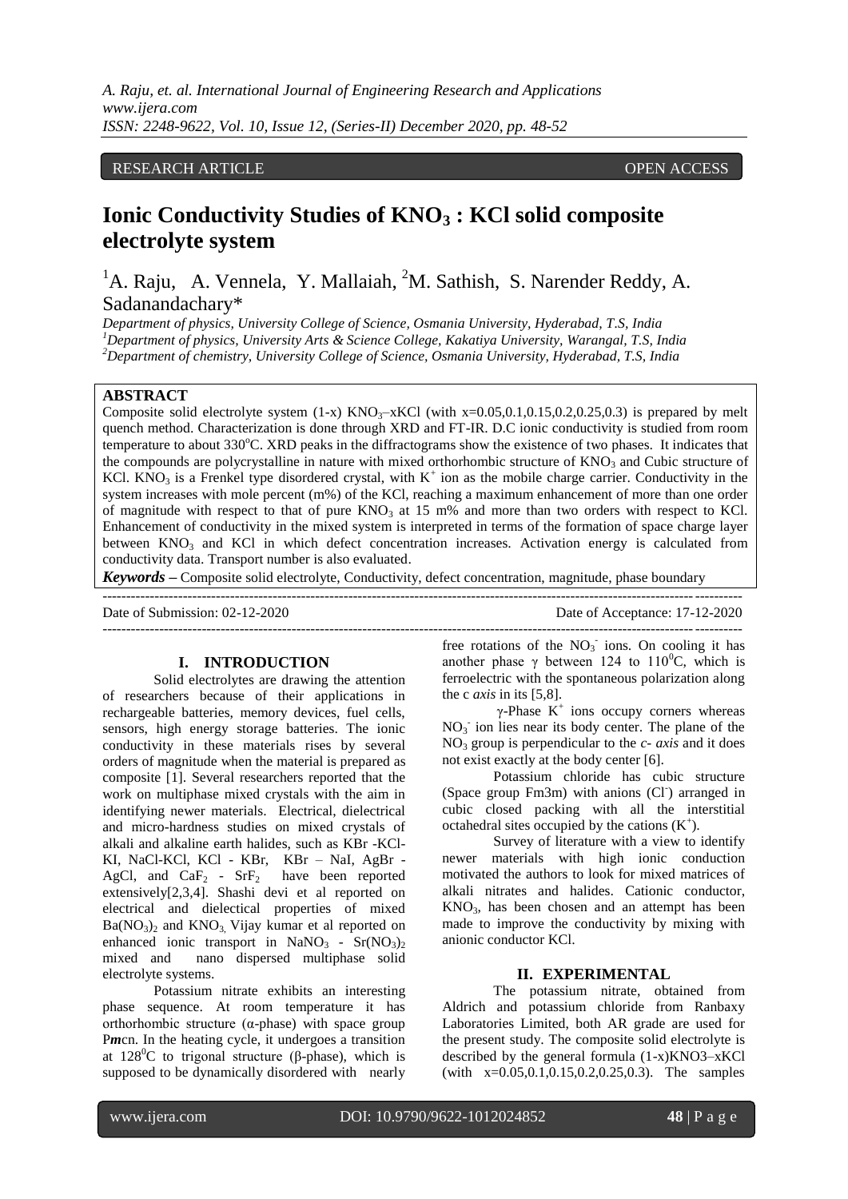RESEARCH ARTICLE OPEN ACCESS

# Ionic Conductivity Studies of $KNO_3$ : KCl solid composite electrolyte system

[1]A. Raju, A. Vennela, Y. Mallaiah, [2]M. Sathish, S. Narender Reddy, A. Sadanandachary*

*Department of physics, University College of Science, Osmania University, Hyderabad, T.S, India*
*[1]Department of physics, University Arts & Science College, Kakatiya University, Warangal, T.S, India*
*[2]Department of chemistry, University College of Science, Osmania University, Hyderabad, T.S, India*

## ABSTRACT

Composite solid electrolyte system (1-x) $KNO_3$–xKCl (with x=0.05,0.1,0.15,0.2,0.25,0.3) is prepared by melt quench method. Characterization is done through XRD and FT-IR. D.C ionic conductivity is studied from room temperature to about 330°C. XRD peaks in the diffractograms show the existence of two phases. It indicates that the compounds are polycrystalline in nature with mixed orthorhombic structure of $KNO_3$ and Cubic structure of KCl. $KNO_3$ is a Frenkel type disordered crystal, with $K^+$ ion as the mobile charge carrier. Conductivity in the system increases with mole percent (m%) of the KCl, reaching a maximum enhancement of more than one order of magnitude with respect to that of pure $KNO_3$ at 15 m% and more than two orders with respect to KCl. Enhancement of conductivity in the mixed system is interpreted in terms of the formation of space charge layer between $KNO_3$ and KCl in which defect concentration increases. Activation energy is calculated from conductivity data. Transport number is also evaluated.

***Keywords*** – Composite solid electrolyte, Conductivity, defect concentration, magnitude, phase boundary

Date of Submission: 02-12-2020 Date of Acceptance: 17-12-2020

## I. INTRODUCTION

Solid electrolytes are drawing the attention of researchers because of their applications in rechargeable batteries, memory devices, fuel cells, sensors, high energy storage batteries. The ionic conductivity in these materials rises by several orders of magnitude when the material is prepared as composite [1]. Several researchers reported that the work on multiphase mixed crystals with the aim in identifying newer materials. Electrical, dielectrical and micro-hardness studies on mixed crystals of alkali and alkaline earth halides, such as KBr -KCl-KI, NaCl-KCl, KCl - KBr, KBr – NaI, AgBr - AgCl, and $CaF_2$ - $SrF_2$ have been reported extensively[2,3,4]. Shashi devi et al reported on electrical and dielectical properties of mixed $Ba(NO_3)_2$ and $KNO_3$. Vijay kumar et al reported on enhanced ionic transport in $NaNO_3$ - $Sr(NO_3)_2$ mixed and nano dispersed multiphase solid electrolyte systems.

Potassium nitrate exhibits an interesting phase sequence. At room temperature it has orthorhombic structure (α-phase) with space group P*m*cn. In the heating cycle, it undergoes a transition at 128°C to trigonal structure (β-phase), which is supposed to be dynamically disordered with nearly free rotations of the $NO_3^-$ ions. On cooling it has another phase γ between 124 to 110°C, which is ferroelectric with the spontaneous polarization along the c *axis* in its [5,8].

γ-Phase $K^+$ ions occupy corners whereas $NO_3^-$ ion lies near its body center. The plane of the $NO_3$ group is perpendicular to the *c- axis* and it does not exist exactly at the body center [6].

Potassium chloride has cubic structure (Space group Fm3m) with anions ($Cl^-$) arranged in cubic closed packing with all the interstitial octahedral sites occupied by the cations ($K^+$).

Survey of literature with a view to identify newer materials with high ionic conduction motivated the authors to look for mixed matrices of alkali nitrates and halides. Cationic conductor, $KNO_3$, has been chosen and an attempt has been made to improve the conductivity by mixing with anionic conductor KCl.

## II. EXPERIMENTAL

The potassium nitrate, obtained from Aldrich and potassium chloride from Ranbaxy Laboratories Limited, both AR grade are used for the present study. The composite solid electrolyte is described by the general formula (1-x)KNO3–xKCl (with x=0.05,0.1,0.15,0.2,0.25,0.3). The samples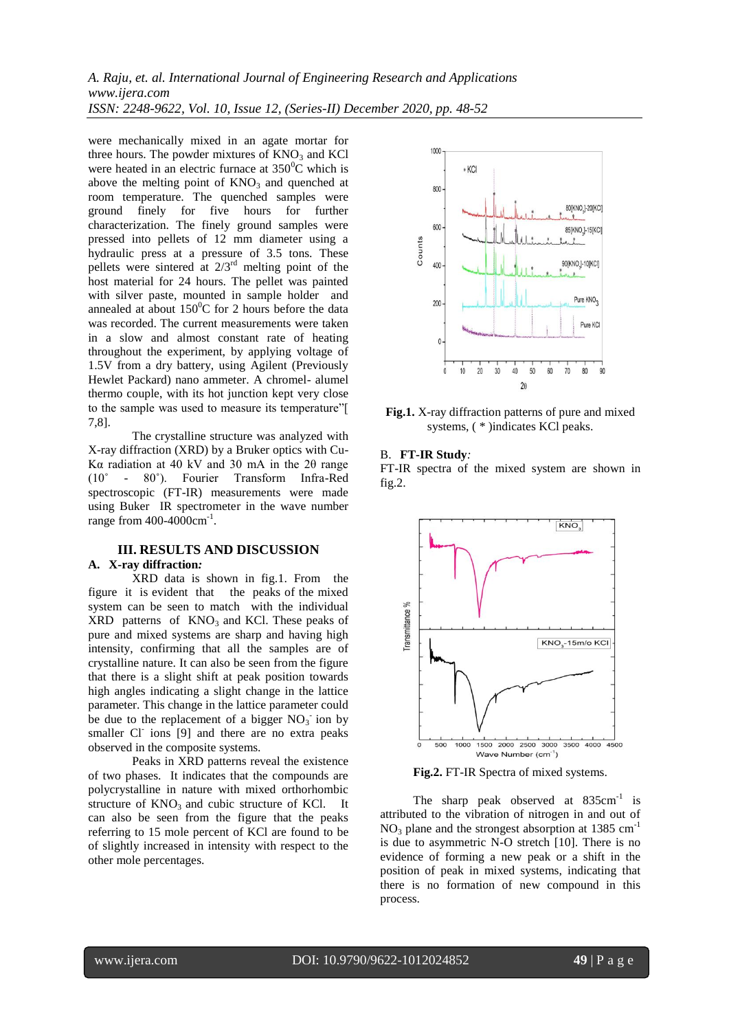were mechanically mixed in an agate mortar for three hours. The powder mixtures of $KNO_3$ and KCl were heated in an electric furnace at $350^0C$ which is above the melting point of $KNO_3$ and quenched at room temperature. The quenched samples were ground finely for five hours for further characterization. The finely ground samples were pressed into pellets of 12 mm diameter using a hydraulic press at a pressure of 3.5 tons. These pellets were sintered at 2/3rd melting point of the host material for 24 hours. The pellet was painted with silver paste, mounted in sample holder and annealed at about $150^0C$ for 2 hours before the data was recorded. The current measurements were taken in a slow and almost constant rate of heating throughout the experiment, by applying voltage of 1.5V from a dry battery, using Agilent (Previously Hewlet Packard) nano ammeter. A chromel- alumel thermo couple, with its hot junction kept very close to the sample was used to measure its temperature"[ 7,8].

The crystalline structure was analyzed with X-ray diffraction (XRD) by a Bruker optics with Cu-Kα radiation at 40 kV and 30 mA in the 2θ range (10˚ - 80˚). Fourier Transform Infra-Red spectroscopic (FT-IR) measurements were made using Buker IR spectrometer in the wave number range from 400-4000$cm^{-1}$.

## III. RESULTS AND DISCUSSION

### A. X-ray diffraction:

XRD data is shown in fig.1. From the figure it is evident that the peaks of the mixed system can be seen to match with the individual XRD patterns of $KNO_3$ and KCl. These peaks of pure and mixed systems are sharp and having high intensity, confirming that all the samples are of crystalline nature. It can also be seen from the figure that there is a slight shift at peak position towards high angles indicating a slight change in the lattice parameter. This change in the lattice parameter could be due to the replacement of a bigger $NO_3^-$ ion by smaller $Cl^-$ ions [9] and there are no extra peaks observed in the composite systems.

Peaks in XRD patterns reveal the existence of two phases. It indicates that the compounds are polycrystalline in nature with mixed orthorhombic structure of $KNO_3$ and cubic structure of KCl. It can also be seen from the figure that the peaks referring to 15 mole percent of KCl are found to be of slightly increased in intensity with respect to the other mole percentages.

**Fig.1.** X-ray diffraction patterns of pure and mixed systems, ( * )indicates KCl peaks.

### B. FT-IR Study:

FT-IR spectra of the mixed system are shown in fig.2.

**Fig.2.** FT-IR Spectra of mixed systems.

The sharp peak observed at 835$cm^{-1}$ is attributed to the vibration of nitrogen in and out of $NO_3$ plane and the strongest absorption at 1385 $cm^{-1}$ is due to asymmetric N-O stretch [10]. There is no evidence of forming a new peak or a shift in the position of peak in mixed systems, indicating that there is no formation of new compound in this process.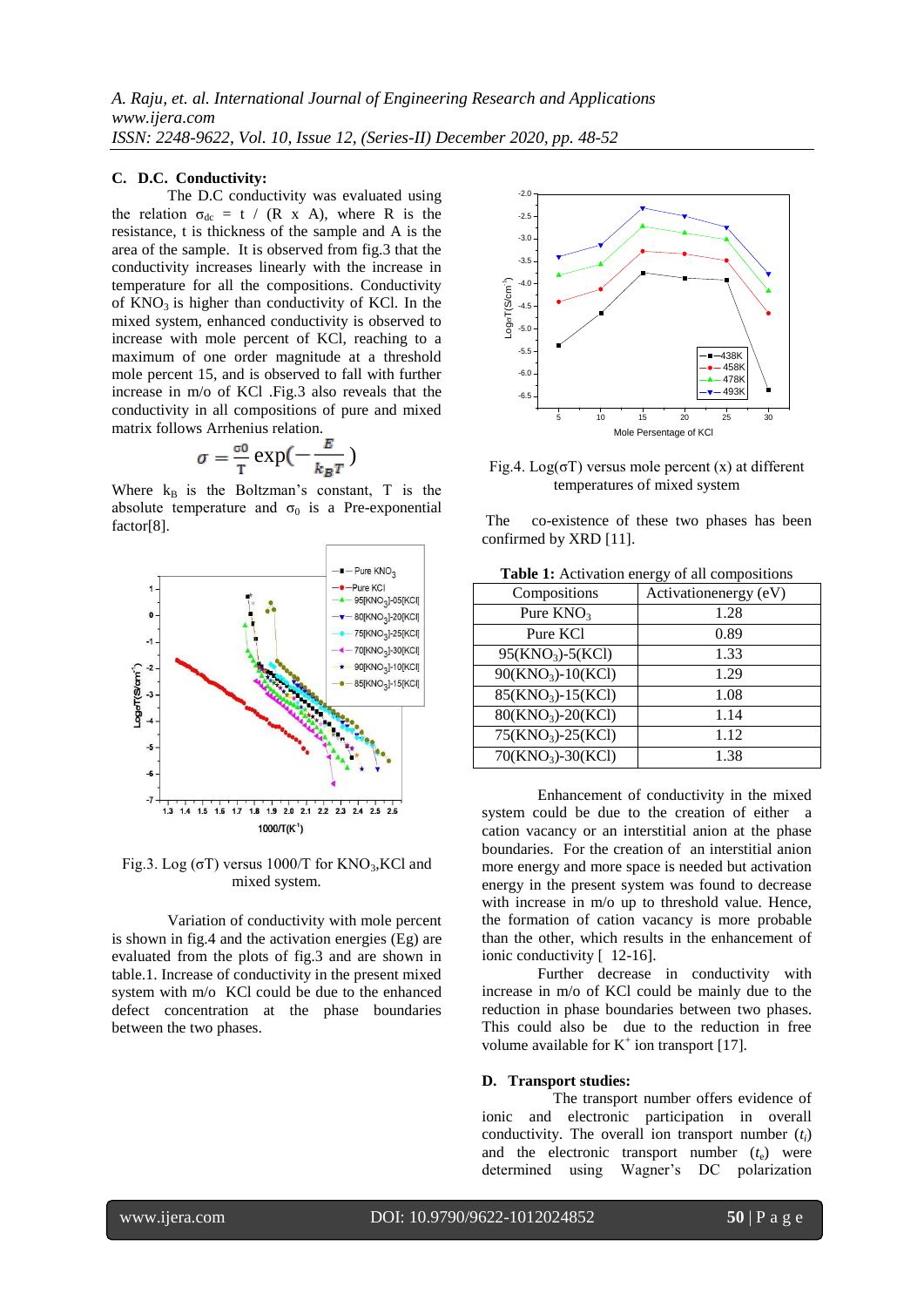### C. D.C. Conductivity:

The D.C conductivity was evaluated using the relation $\sigma_{dc} = t / (R \times A)$, where R is the resistance, t is thickness of the sample and A is the area of the sample. It is observed from fig.3 that the conductivity increases linearly with the increase in temperature for all the compositions. Conductivity of $KNO_3$ is higher than conductivity of KCl. In the mixed system, enhanced conductivity is observed to increase with mole percent of KCl, reaching to a maximum of one order magnitude at a threshold mole percent 15, and is observed to fall with further increase in m/o of KCl .Fig.3 also reveals that the conductivity in all compositions of pure and mixed matrix follows Arrhenius relation.

$$\sigma = \frac{\sigma 0}{T} \exp\left(-\frac{E}{k_B T}\right)$$

Where $k_B$ is the Boltzman's constant, T is the absolute temperature and $\sigma_0$ is a Pre-exponential factor[8].

Fig.3. Log ($\sigma$T) versus 1000/T for $KNO_3$,KCl and mixed system.

Variation of conductivity with mole percent is shown in fig.4 and the activation energies (Eg) are evaluated from the plots of fig.3 and are shown in table.1. Increase of conductivity in the present mixed system with m/o KCl could be due to the enhanced defect concentration at the phase boundaries between the two phases.

Fig.4. Log($\sigma$T) versus mole percent (x) at different temperatures of mixed system

The co-existence of these two phases has been confirmed by XRD [11].

**Table 1:** Activation energy of all compositions

| Compositions | Activationenergy (eV) |
|---|---|
| Pure $KNO_3$ | 1.28 |
| Pure KCl | 0.89 |
| 95($KNO_3$)-5(KCl) | 1.33 |
| 90($KNO_3$)-10(KCl) | 1.29 |
| 85($KNO_3$)-15(KCl) | 1.08 |
| 80($KNO_3$)-20(KCl) | 1.14 |
| 75($KNO_3$)-25(KCl) | 1.12 |
| 70($KNO_3$)-30(KCl) | 1.38 |

Enhancement of conductivity in the mixed system could be due to the creation of either a cation vacancy or an interstitial anion at the phase boundaries. For the creation of an interstitial anion more energy and more space is needed but activation energy in the present system was found to decrease with increase in m/o up to threshold value. Hence, the formation of cation vacancy is more probable than the other, which results in the enhancement of ionic conductivity [ 12-16].

Further decrease in conductivity with increase in m/o of KCl could be mainly due to the reduction in phase boundaries between two phases. This could also be due to the reduction in free volume available for $K^+$ ion transport [17].

### D. Transport studies:

The transport number offers evidence of ionic and electronic participation in overall conductivity. The overall ion transport number ($t_i$) and the electronic transport number ($t_e$) were determined using Wagner's DC polarization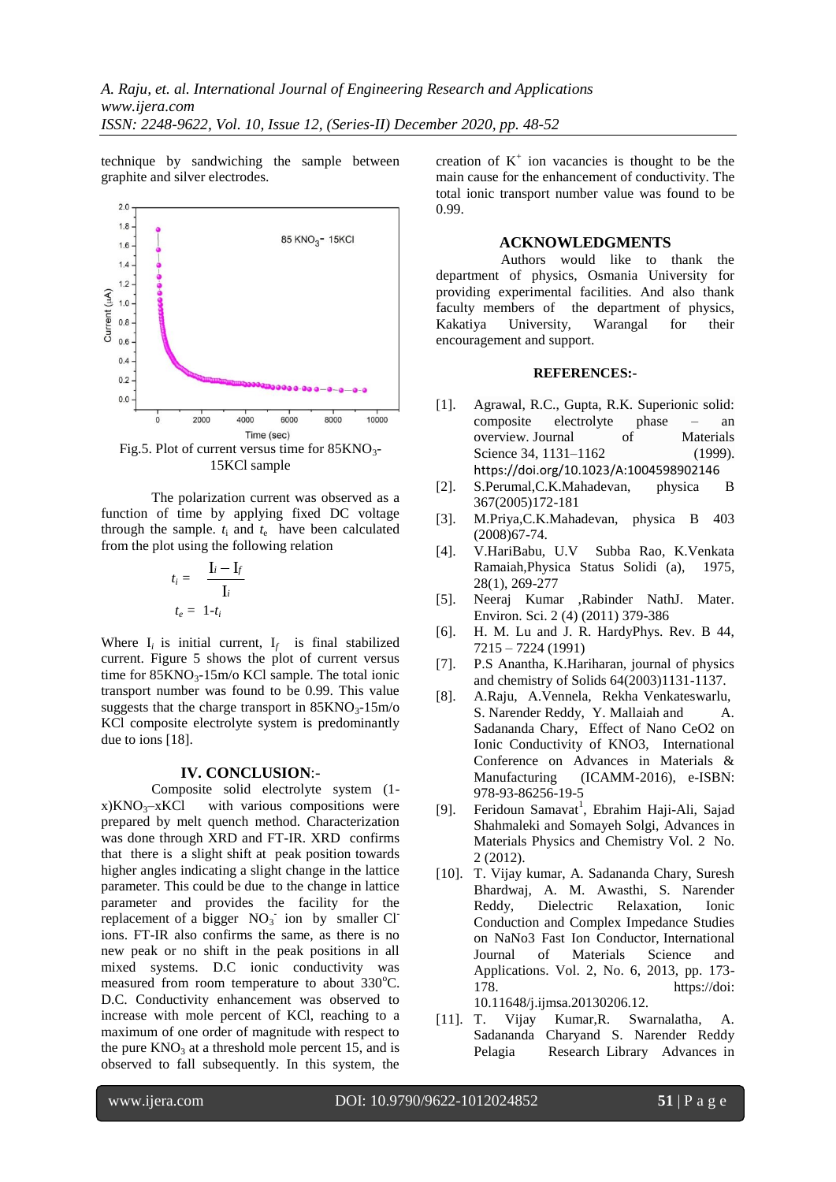technique by sandwiching the sample between graphite and silver electrodes.

Fig.5. Plot of current versus time for $85KNO_3$-15KCl sample

The polarization current was observed as a function of time by applying fixed DC voltage through the sample. $t_i$ and $t_e$ have been calculated from the plot using the following relation

$$t_i = \frac{I_i - I_f}{I_i}$$

$$t_e = 1 - t_i$$

Where $I_i$ is initial current, $I_f$ is final stabilized current. Figure 5 shows the plot of current versus time for $85KNO_3$-15m/o KCl sample. The total ionic transport number was found to be 0.99. This value suggests that the charge transport in $85KNO_3$-15m/o KCl composite electrolyte system is predominantly due to ions [18].

## IV. CONCLUSION:-

Composite solid electrolyte system $(1-x)KNO_3$–xKCl with various compositions were prepared by melt quench method. Characterization was done through XRD and FT-IR. XRD confirms that there is a slight shift at peak position towards higher angles indicating a slight change in the lattice parameter. This could be due to the change in lattice parameter and provides the facility for the replacement of a bigger $NO_3^-$ ion by smaller $Cl^-$ ions. FT-IR also confirms the same, as there is no new peak or no shift in the peak positions in all mixed systems. D.C ionic conductivity was measured from room temperature to about 330°C. D.C. Conductivity enhancement was observed to increase with mole percent of KCl, reaching to a maximum of one order of magnitude with respect to the pure $KNO_3$ at a threshold mole percent 15, and is observed to fall subsequently. In this system, the creation of $K^+$ ion vacancies is thought to be the main cause for the enhancement of conductivity. The total ionic transport number value was found to be 0.99.

## ACKNOWLEDGMENTS

Authors would like to thank the department of physics, Osmania University for providing experimental facilities. And also thank faculty members of the department of physics, Kakatiya University, Warangal for their encouragement and support.

## REFERENCES:-

[1]. Agrawal, R.C., Gupta, R.K. Superionic solid: composite electrolyte phase – an overview. Journal of Materials Science 34, 1131–1162 (1999). https://doi.org/10.1023/A:1004598902146

[2]. S.Perumal,C.K.Mahadevan, physica B 367(2005)172-181

[3]. M.Priya,C.K.Mahadevan, physica B 403 (2008)67-74.

[4]. V.HariBabu, U.V Subba Rao, K.Venkata Ramaiah,Physica Status Solidi (a), 1975, 28(1), 269-277

[5]. Neeraj Kumar ,Rabinder NathJ. Mater. Environ. Sci. 2 (4) (2011) 379-386

[6]. H. M. Lu and J. R. HardyPhys. Rev. B 44, 7215 – 7224 (1991)

[7]. P.S Anantha, K.Hariharan, journal of physics and chemistry of Solids 64(2003)1131-1137.

[8]. A.Raju, A.Vennela, Rekha Venkateswarlu, S. Narender Reddy, Y. Mallaiah and A. Sadananda Chary, Effect of Nano CeO2 on Ionic Conductivity of KNO3, International Conference on Advances in Materials & Manufacturing (ICAMM-2016), e-ISBN: 978-93-86256-19-5

[9]. Feridoun Samavat[1], Ebrahim Haji-Ali, Sajad Shahmaleki and Somayeh Solgi, Advances in Materials Physics and Chemistry Vol. 2 No. 2 (2012).

[10]. T. Vijay kumar, A. Sadananda Chary, Suresh Bhardwaj, A. M. Awasthi, S. Narender Reddy, Dielectric Relaxation, Ionic Conduction and Complex Impedance Studies on NaNo3 Fast Ion Conductor, International Journal of Materials Science and Applications. Vol. 2, No. 6, 2013, pp. 173-178. https://doi: 10.11648/j.ijmsa.20130206.12.

[11]. T. Vijay Kumar,R. Swarnalatha, A. Sadananda Charyand S. Narender Reddy Pelagia Research Library Advances in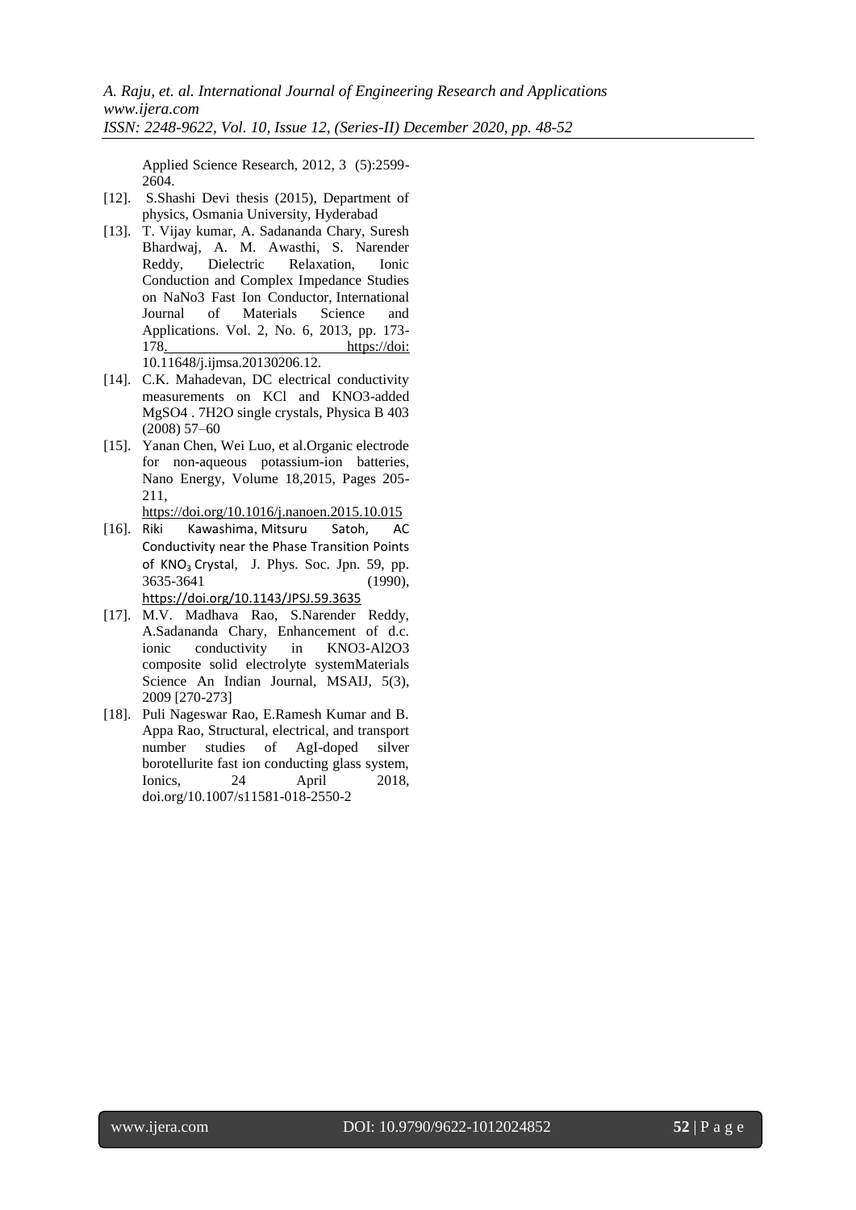Applied Science Research, 2012, 3 (5):2599-2604.

[12]. S.Shashi Devi thesis (2015), Department of physics, Osmania University, Hyderabad

[13]. T. Vijay kumar, A. Sadananda Chary, Suresh Bhardwaj, A. M. Awasthi, S. Narender Reddy, Dielectric Relaxation, Ionic Conduction and Complex Impedance Studies on NaNo3 Fast Ion Conductor, International Journal of Materials Science and Applications. Vol. 2, No. 6, 2013, pp. 173-178. https://doi: 10.11648/j.ijmsa.20130206.12.

[14]. C.K. Mahadevan, DC electrical conductivity measurements on KCl and KNO3-added MgSO4 . 7H2O single crystals, Physica B 403 (2008) 57–60

[15]. Yanan Chen, Wei Luo, et al.Organic electrode for non-aqueous potassium-ion batteries, Nano Energy, Volume 18,2015, Pages 205-211, https://doi.org/10.1016/j.nanoen.2015.10.015

[16]. Riki Kawashima, Mitsuru Satoh, AC Conductivity near the Phase Transition Points of $KNO_3$ Crystal, J. Phys. Soc. Jpn. 59, pp. 3635-3641 (1990), https://doi.org/10.1143/JPSJ.59.3635

[17]. M.V. Madhava Rao, S.Narender Reddy, A.Sadananda Chary, Enhancement of d.c. ionic conductivity in KNO3-Al2O3 composite solid electrolyte systemMaterials Science An Indian Journal, MSAIJ, 5(3), 2009 [270-273]

[18]. Puli Nageswar Rao, E.Ramesh Kumar and B. Appa Rao, Structural, electrical, and transport number studies of AgI-doped silver borotellurite fast ion conducting glass system, Ionics, 24 April 2018, doi.org/10.1007/s11581-018-2550-2